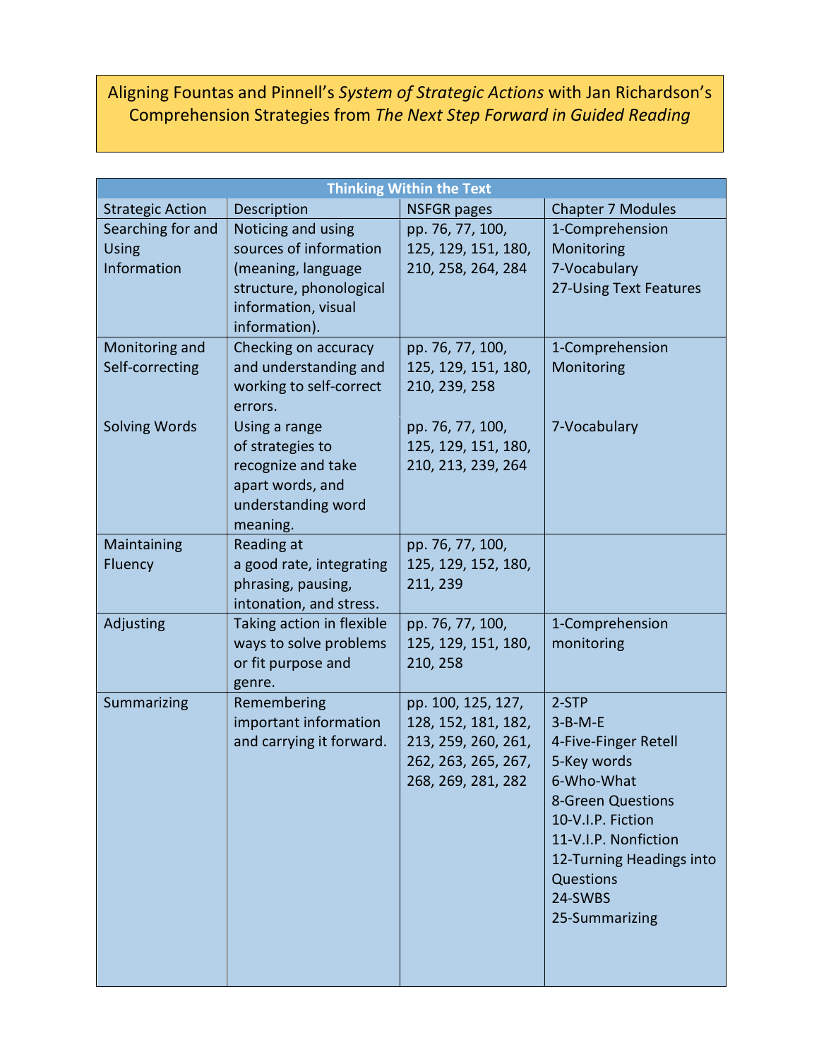# Aligning Fountas and Pinnell's *System of Strategic Actions* with Jan Richardson's Comprehension Strategies from *The Next Step Forward in Guided Reading*

| Thinking Within the Text | | | |
|---|---|---|---|
| Strategic Action | Description | NSFGR pages | Chapter 7 Modules |
| Searching for and Using Information | Noticing and using sources of information (meaning, language structure, phonological information, visual information). | pp. 76, 77, 100, 125, 129, 151, 180, 210, 258, 264, 284 | 1-Comprehension Monitoring<br>7-Vocabulary<br>27-Using Text Features |
| Monitoring and Self-correcting | Checking on accuracy and understanding and working to self-correct errors. | pp. 76, 77, 100, 125, 129, 151, 180, 210, 239, 258 | 1-Comprehension Monitoring |
| Solving Words | Using a range of strategies to recognize and take apart words, and understanding word meaning. | pp. 76, 77, 100, 125, 129, 151, 180, 210, 213, 239, 264 | 7-Vocabulary |
| Maintaining Fluency | Reading at a good rate, integrating phrasing, pausing, intonation, and stress. | pp. 76, 77, 100, 125, 129, 152, 180, 211, 239 | |
| Adjusting | Taking action in flexible ways to solve problems or fit purpose and genre. | pp. 76, 77, 100, 125, 129, 151, 180, 210, 258 | 1-Comprehension monitoring |
| Summarizing | Remembering important information and carrying it forward. | pp. 100, 125, 127, 128, 152, 181, 182, 213, 259, 260, 261, 262, 263, 265, 267, 268, 269, 281, 282 | 2-STP<br>3-B-M-E<br>4-Five-Finger Retell<br>5-Key words<br>6-Who-What<br>8-Green Questions<br>10-V.I.P. Fiction<br>11-V.I.P. Nonfiction<br>12-Turning Headings into Questions<br>24-SWBS<br>25-Summarizing |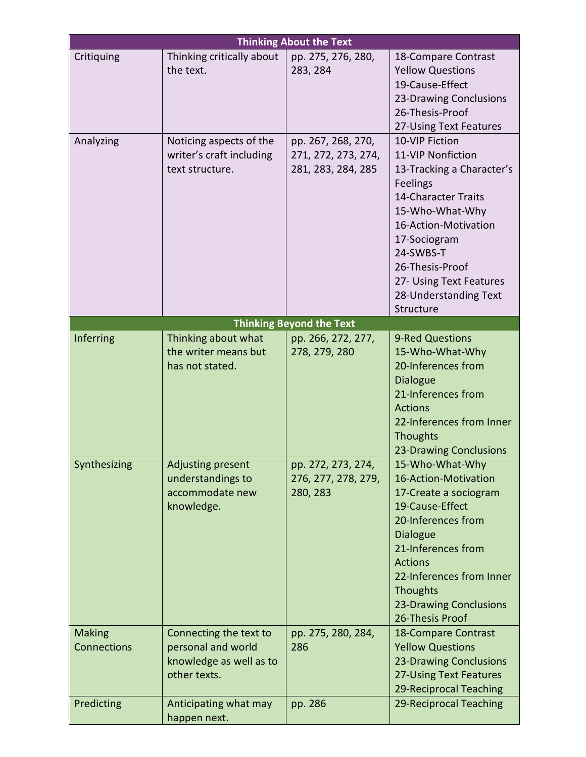| | | | |
|---|---|---|---|
| **Thinking About the Text** | | | |
| Critiquing | Thinking critically about the text. | pp. 275, 276, 280, 283, 284 | 18-Compare Contrast Yellow Questions<br>19-Cause-Effect<br>23-Drawing Conclusions<br>26-Thesis-Proof<br>27-Using Text Features |
| Analyzing | Noticing aspects of the writer's craft including text structure. | pp. 267, 268, 270, 271, 272, 273, 274, 281, 283, 284, 285 | 10-VIP Fiction<br>11-VIP Nonfiction<br>13-Tracking a Character's Feelings<br>14-Character Traits<br>15-Who-What-Why<br>16-Action-Motivation<br>17-Sociogram<br>24-SWBS-T<br>26-Thesis-Proof<br>27- Using Text Features<br>28-Understanding Text Structure |
| **Thinking Beyond the Text** | | | |
| Inferring | Thinking about what the writer means but has not stated. | pp. 266, 272, 277, 278, 279, 280 | 9-Red Questions<br>15-Who-What-Why<br>20-Inferences from Dialogue<br>21-Inferences from Actions<br>22-Inferences from Inner Thoughts<br>23-Drawing Conclusions |
| Synthesizing | Adjusting present understandings to accommodate new knowledge. | pp. 272, 273, 274, 276, 277, 278, 279, 280, 283 | 15-Who-What-Why<br>16-Action-Motivation<br>17-Create a sociogram<br>19-Cause-Effect<br>20-Inferences from Dialogue<br>21-Inferences from Actions<br>22-Inferences from Inner Thoughts<br>23-Drawing Conclusions<br>26-Thesis Proof |
| Making Connections | Connecting the text to personal and world knowledge as well as to other texts. | pp. 275, 280, 284, 286 | 18-Compare Contrast Yellow Questions<br>23-Drawing Conclusions<br>27-Using Text Features<br>29-Reciprocal Teaching |
| Predicting | Anticipating what may happen next. | pp. 286 | 29-Reciprocal Teaching |